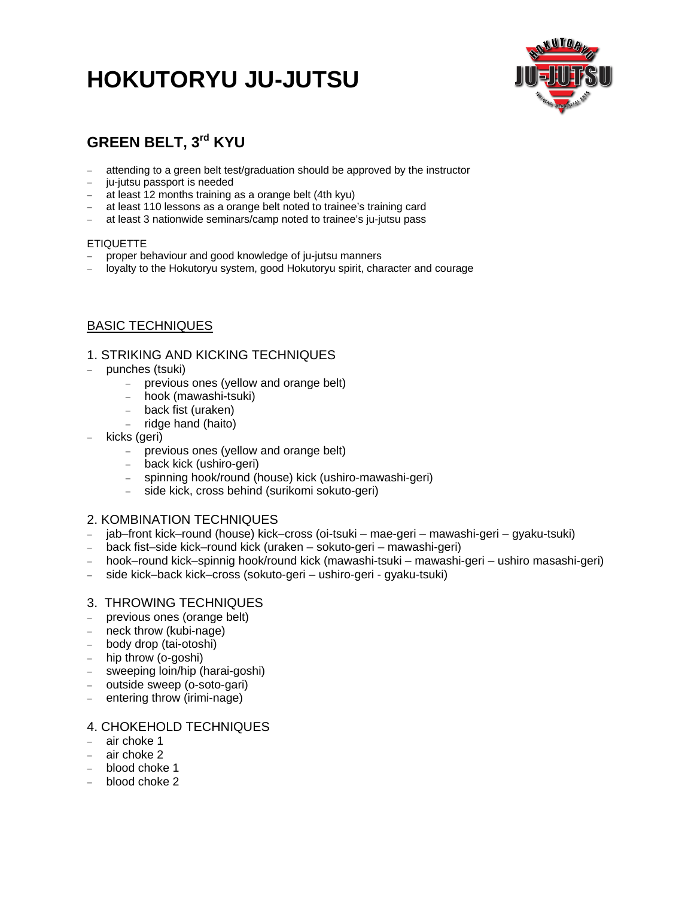# HOKUTORYU JU-JUTSU

## GREEN BELT, 3rd KYU

- attending to a green belt test/graduation should be approved by the instructor
- ju-jutsu passport is needed
- at least 12 months training as a orange belt (4th kyu)
- at least 110 lessons as a orange belt noted to trainee's training card
- at least 3 nationwide seminars/camp noted to trainee's ju-jutsu pass

ETIQUETTE
- proper behaviour and good knowledge of ju-jutsu manners
- loyalty to the Hokutoryu system, good Hokutoryu spirit, character and courage

### BASIC TECHNIQUES

#### 1. STRIKING AND KICKING TECHNIQUES
- punches (tsuki)
  - previous ones (yellow and orange belt)
  - hook (mawashi-tsuki)
  - back fist (uraken)
  - ridge hand (haito)
- kicks (geri)
  - previous ones (yellow and orange belt)
  - back kick (ushiro-geri)
  - spinning hook/round (house) kick (ushiro-mawashi-geri)
  - side kick, cross behind (surikomi sokuto-geri)

#### 2. KOMBINATION TECHNIQUES
- jab–front kick–round (house) kick–cross (oi-tsuki – mae-geri – mawashi-geri – gyaku-tsuki)
- back fist–side kick–round kick (uraken – sokuto-geri – mawashi-geri)
- hook–round kick–spinnig hook/round kick (mawashi-tsuki – mawashi-geri – ushiro masashi-geri)
- side kick–back kick–cross (sokuto-geri – ushiro-geri - gyaku-tsuki)

#### 3. THROWING TECHNIQUES
- previous ones (orange belt)
- neck throw (kubi-nage)
- body drop (tai-otoshi)
- hip throw (o-goshi)
- sweeping loin/hip (harai-goshi)
- outside sweep (o-soto-gari)
- entering throw (irimi-nage)

#### 4. CHOKEHOLD TECHNIQUES
- air choke 1
- air choke 2
- blood choke 1
- blood choke 2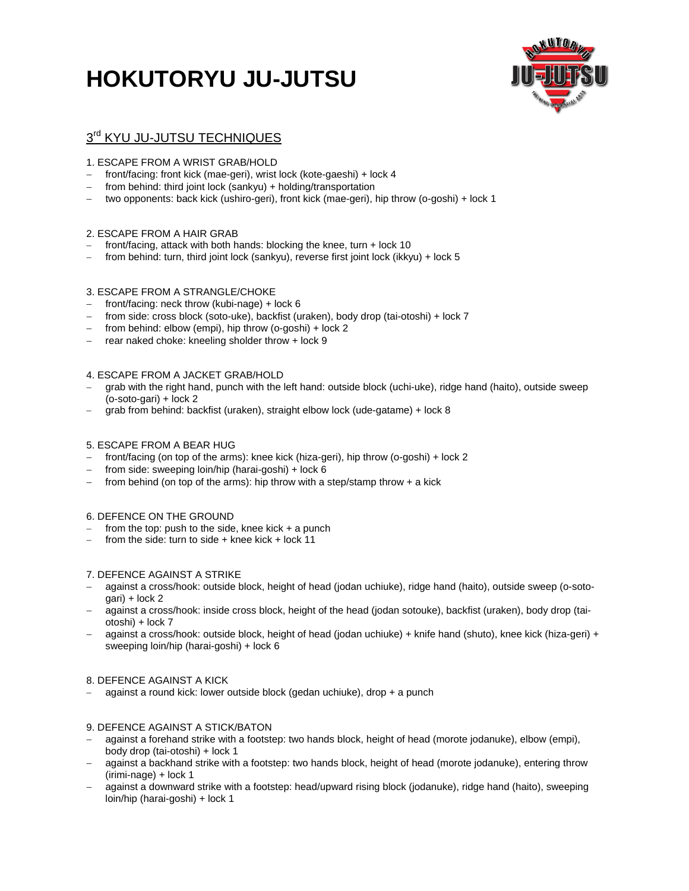# HOKUTORYU JU-JUTSU

## 3rd KYU JU-JUTSU TECHNIQUES

1. ESCAPE FROM A WRIST GRAB/HOLD
- front/facing: front kick (mae-geri), wrist lock (kote-gaeshi) + lock 4
- from behind: third joint lock (sankyu) + holding/transportation
- two opponents: back kick (ushiro-geri), front kick (mae-geri), hip throw (o-goshi) + lock 1

2. ESCAPE FROM A HAIR GRAB
- front/facing, attack with both hands: blocking the knee, turn + lock 10
- from behind: turn, third joint lock (sankyu), reverse first joint lock (ikkyu) + lock 5

3. ESCAPE FROM A STRANGLE/CHOKE
- front/facing: neck throw (kubi-nage) + lock 6
- from side: cross block (soto-uke), backfist (uraken), body drop (tai-otoshi) + lock 7
- from behind: elbow (empi), hip throw (o-goshi) + lock 2
- rear naked choke: kneeling sholder throw + lock 9

4. ESCAPE FROM A JACKET GRAB/HOLD
- grab with the right hand, punch with the left hand: outside block (uchi-uke), ridge hand (haito), outside sweep (o-soto-gari) + lock 2
- grab from behind: backfist (uraken), straight elbow lock (ude-gatame) + lock 8

5. ESCAPE FROM A BEAR HUG
- front/facing (on top of the arms): knee kick (hiza-geri), hip throw (o-goshi) + lock 2
- from side: sweeping loin/hip (harai-goshi) + lock 6
- from behind (on top of the arms): hip throw with a step/stamp throw + a kick

6. DEFENCE ON THE GROUND
- from the top: push to the side, knee kick + a punch
- from the side: turn to side + knee kick + lock 11

7. DEFENCE AGAINST A STRIKE
- against a cross/hook: outside block, height of head (jodan uchiuke), ridge hand (haito), outside sweep (o-soto-gari) + lock 2
- against a cross/hook: inside cross block, height of the head (jodan sotouke), backfist (uraken), body drop (tai-otoshi) + lock 7
- against a cross/hook: outside block, height of head (jodan uchiuke) + knife hand (shuto), knee kick (hiza-geri) + sweeping loin/hip (harai-goshi) + lock 6

8. DEFENCE AGAINST A KICK
- against a round kick: lower outside block (gedan uchiuke), drop + a punch

9. DEFENCE AGAINST A STICK/BATON
- against a forehand strike with a footstep: two hands block, height of head (morote jodanuke), elbow (empi), body drop (tai-otoshi) + lock 1
- against a backhand strike with a footstep: two hands block, height of head (morote jodanuke), entering throw (irimi-nage) + lock 1
- against a downward strike with a footstep: head/upward rising block (jodanuke), ridge hand (haito), sweeping loin/hip (harai-goshi) + lock 1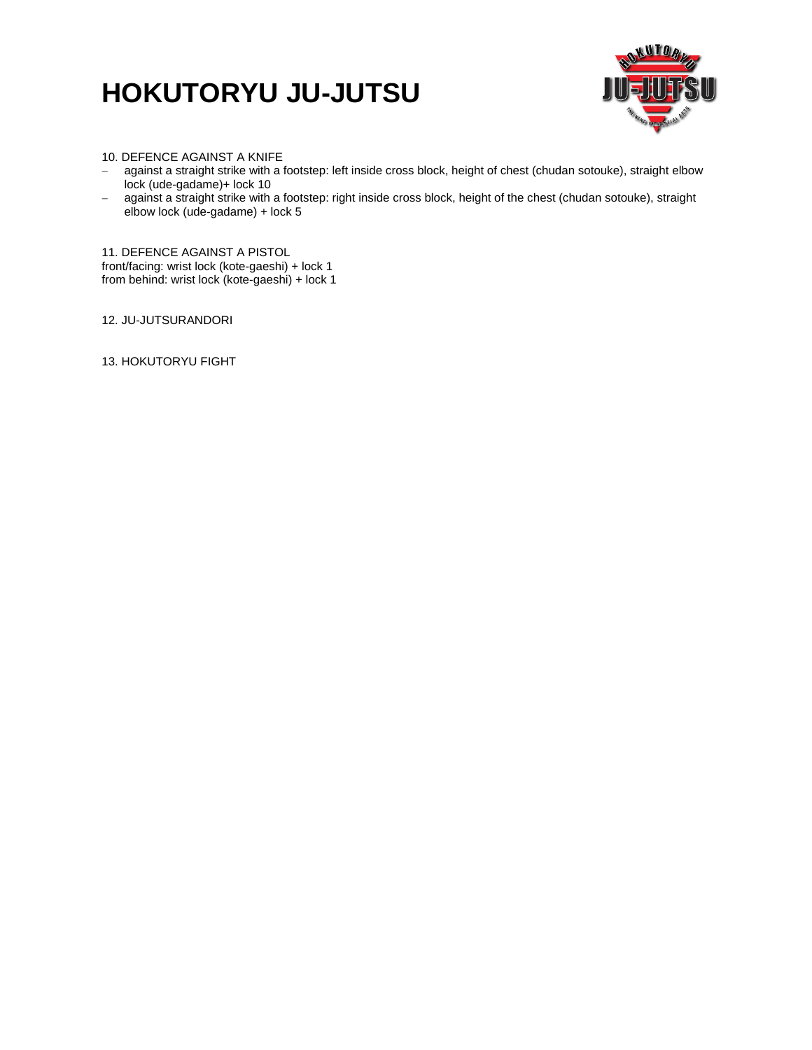# HOKUTORYU JU-JUTSU

10. DEFENCE AGAINST A KNIFE

- against a straight strike with a footstep: left inside cross block, height of chest (chudan sotouke), straight elbow lock (ude-gadame)+ lock 10
- against a straight strike with a footstep: right inside cross block, height of the chest (chudan sotouke), straight elbow lock (ude-gadame) + lock 5

11. DEFENCE AGAINST A PISTOL
front/facing: wrist lock (kote-gaeshi) + lock 1
from behind: wrist lock (kote-gaeshi) + lock 1

12. JU-JUTSURANDORI

13. HOKUTORYU FIGHT